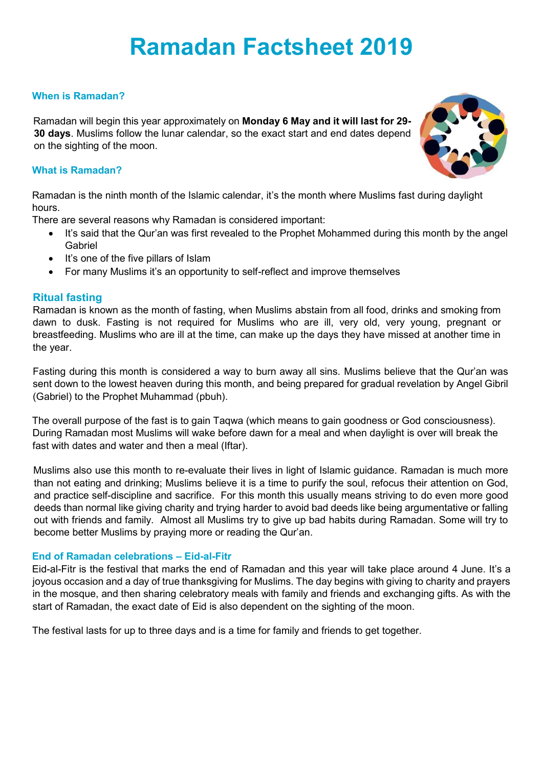# Ramadan Factsheet 2019

### When is Ramadan?

Ramadan will begin this year approximately on **Monday 6 May and it will last for 29-30 days**. Muslims follow the lunar calendar, so the exact start and end dates depend on the sighting of the moon.

### What is Ramadan?

Ramadan is the ninth month of the Islamic calendar, it's the month where Muslims fast during daylight hours.

There are several reasons why Ramadan is considered important:

- It's said that the Qur'an was first revealed to the Prophet Mohammed during this month by the angel Gabriel
- It's one of the five pillars of Islam
- For many Muslims it's an opportunity to self-reflect and improve themselves

## Ritual fasting

Ramadan is known as the month of fasting, when Muslims abstain from all food, drinks and smoking from dawn to dusk. Fasting is not required for Muslims who are ill, very old, very young, pregnant or breastfeeding. Muslims who are ill at the time, can make up the days they have missed at another time in the year.

Fasting during this month is considered a way to burn away all sins. Muslims believe that the Qur'an was sent down to the lowest heaven during this month, and being prepared for gradual revelation by Angel Gibril (Gabriel) to the Prophet Muhammad (pbuh).

The overall purpose of the fast is to gain Taqwa (which means to gain goodness or God consciousness). During Ramadan most Muslims will wake before dawn for a meal and when daylight is over will break the fast with dates and water and then a meal (Iftar).

Muslims also use this month to re-evaluate their lives in light of Islamic guidance. Ramadan is much more than not eating and drinking; Muslims believe it is a time to purify the soul, refocus their attention on God, and practice self-discipline and sacrifice. For this month this usually means striving to do even more good deeds than normal like giving charity and trying harder to avoid bad deeds like being argumentative or falling out with friends and family. Almost all Muslims try to give up bad habits during Ramadan. Some will try to become better Muslims by praying more or reading the Qur'an.

### End of Ramadan celebrations – Eid-al-Fitr

Eid-al-Fitr is the festival that marks the end of Ramadan and this year will take place around 4 June. It's a joyous occasion and a day of true thanksgiving for Muslims. The day begins with giving to charity and prayers in the mosque, and then sharing celebratory meals with family and friends and exchanging gifts. As with the start of Ramadan, the exact date of Eid is also dependent on the sighting of the moon.

The festival lasts for up to three days and is a time for family and friends to get together.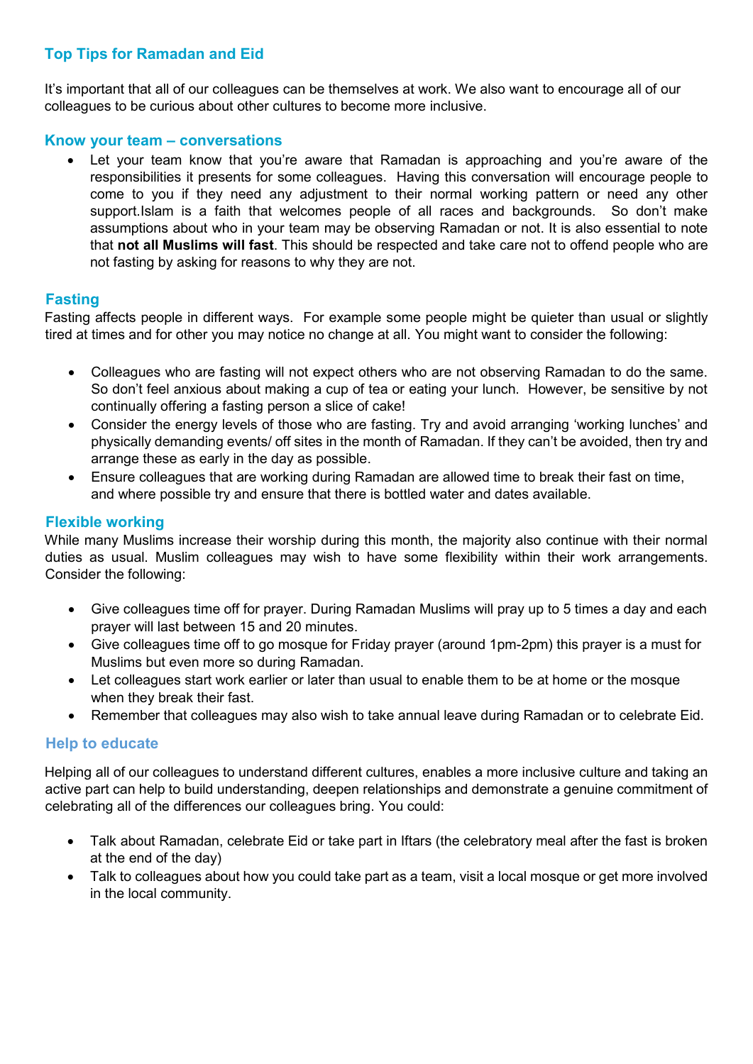## Top Tips for Ramadan and Eid

It's important that all of our colleagues can be themselves at work. We also want to encourage all of our colleagues to be curious about other cultures to become more inclusive.

### Know your team – conversations

- Let your team know that you're aware that Ramadan is approaching and you're aware of the responsibilities it presents for some colleagues. Having this conversation will encourage people to come to you if they need any adjustment to their normal working pattern or need any other support.Islam is a faith that welcomes people of all races and backgrounds. So don't make assumptions about who in your team may be observing Ramadan or not. It is also essential to note that **not all Muslims will fast**. This should be respected and take care not to offend people who are not fasting by asking for reasons to why they are not.

### Fasting

Fasting affects people in different ways. For example some people might be quieter than usual or slightly tired at times and for other you may notice no change at all. You might want to consider the following:

- Colleagues who are fasting will not expect others who are not observing Ramadan to do the same. So don't feel anxious about making a cup of tea or eating your lunch. However, be sensitive by not continually offering a fasting person a slice of cake!
- Consider the energy levels of those who are fasting. Try and avoid arranging 'working lunches' and physically demanding events/ off sites in the month of Ramadan. If they can't be avoided, then try and arrange these as early in the day as possible.
- Ensure colleagues that are working during Ramadan are allowed time to break their fast on time, and where possible try and ensure that there is bottled water and dates available.

### Flexible working

While many Muslims increase their worship during this month, the majority also continue with their normal duties as usual. Muslim colleagues may wish to have some flexibility within their work arrangements. Consider the following:

- Give colleagues time off for prayer. During Ramadan Muslims will pray up to 5 times a day and each prayer will last between 15 and 20 minutes.
- Give colleagues time off to go mosque for Friday prayer (around 1pm-2pm) this prayer is a must for Muslims but even more so during Ramadan.
- Let colleagues start work earlier or later than usual to enable them to be at home or the mosque when they break their fast.
- Remember that colleagues may also wish to take annual leave during Ramadan or to celebrate Eid.

### Help to educate

Helping all of our colleagues to understand different cultures, enables a more inclusive culture and taking an active part can help to build understanding, deepen relationships and demonstrate a genuine commitment of celebrating all of the differences our colleagues bring. You could:

- Talk about Ramadan, celebrate Eid or take part in Iftars (the celebratory meal after the fast is broken at the end of the day)
- Talk to colleagues about how you could take part as a team, visit a local mosque or get more involved in the local community.